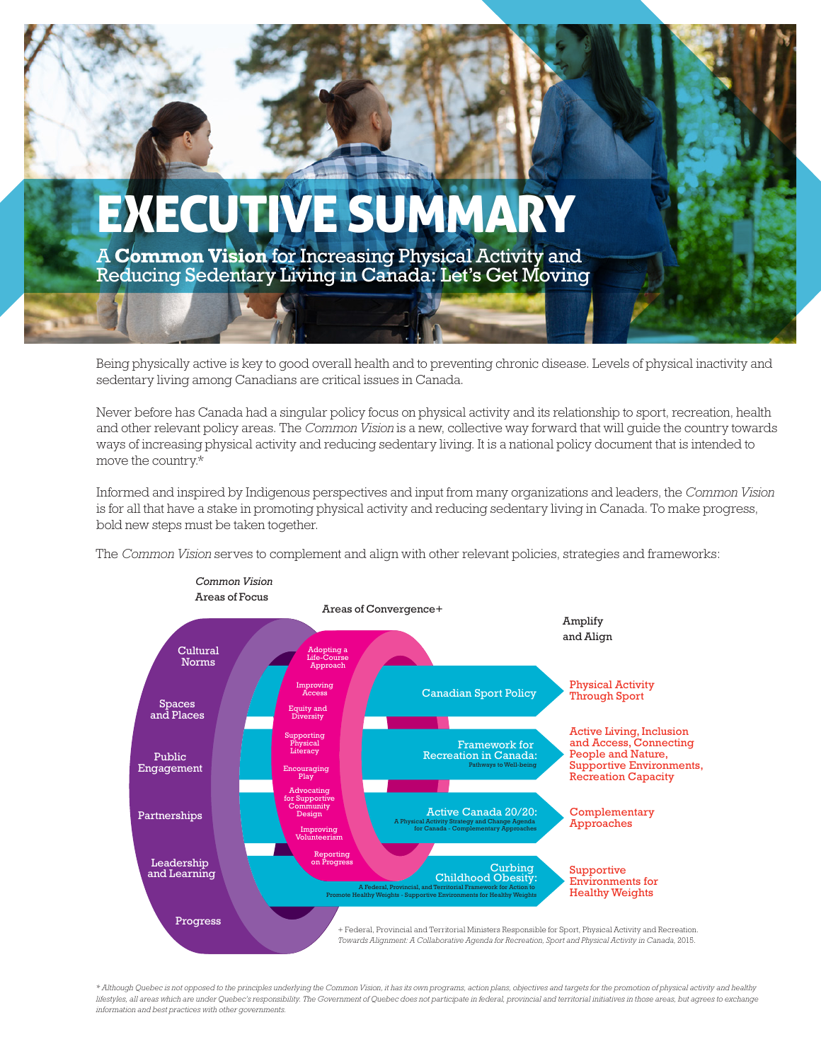# EXECUTIVE SUMMARY

## A **Common Vision** for Increasing Physical Activity and Reducing Sedentary Living in Canada: Let's Get Moving

Being physically active is key to good overall health and to preventing chronic disease. Levels of physical inactivity and sedentary living among Canadians are critical issues in Canada.

Never before has Canada had a singular policy focus on physical activity and its relationship to sport, recreation, health and other relevant policy areas. The *Common Vision* is a new, collective way forward that will guide the country towards ways of increasing physical activity and reducing sedentary living. It is a national policy document that is intended to move the country.*

Informed and inspired by Indigenous perspectives and input from many organizations and leaders, the *Common Vision* is for all that have a stake in promoting physical activity and reducing sedentary living in Canada. To make progress, bold new steps must be taken together.

The *Common Vision* serves to complement and align with other relevant policies, strategies and frameworks:

*Common Vision* Areas of Focus:
- Cultural Norms
- Spaces and Places
- Public Engagement
- Partnerships
- Leadership and Learning
- Progress

Areas of Convergence+:
- Adopting a Life-Course Approach
- Improving Access
- Equity and Diversity
- Supporting Physical Literacy
- Encouraging Play
- Advocating for Supportive Community Design
- Improving Volunteerism
- Reporting on Progress

| Policy / Framework | Amplify and Align |
| --- | --- |
| Canadian Sport Policy | Physical Activity Through Sport |
| Framework for Recreation in Canada: Pathways to Well-being | Active Living, Inclusion and Access, Connecting People and Nature, Supportive Environments, Recreation Capacity |
| Active Canada 20/20: A Physical Activity Strategy and Change Agenda for Canada - Complementary Approaches | Complementary Approaches |
| Curbing Childhood Obesity: A Federal, Provincial, and Territorial Framework for Action to Promote Healthy Weights - Supportive Environments for Healthy Weights | Supportive Environments for Healthy Weights |

+ Federal, Provincial and Territorial Ministers Responsible for Sport, Physical Activity and Recreation. *Towards Alignment: A Collaborative Agenda for Recreation, Sport and Physical Activity in Canada*, 2015.

*\* Although Quebec is not opposed to the principles underlying the Common Vision, it has its own programs, action plans, objectives and targets for the promotion of physical activity and healthy lifestyles, all areas which are under Quebec's responsibility. The Government of Quebec does not participate in federal, provincial and territorial initiatives in those areas, but agrees to exchange information and best practices with other governments.*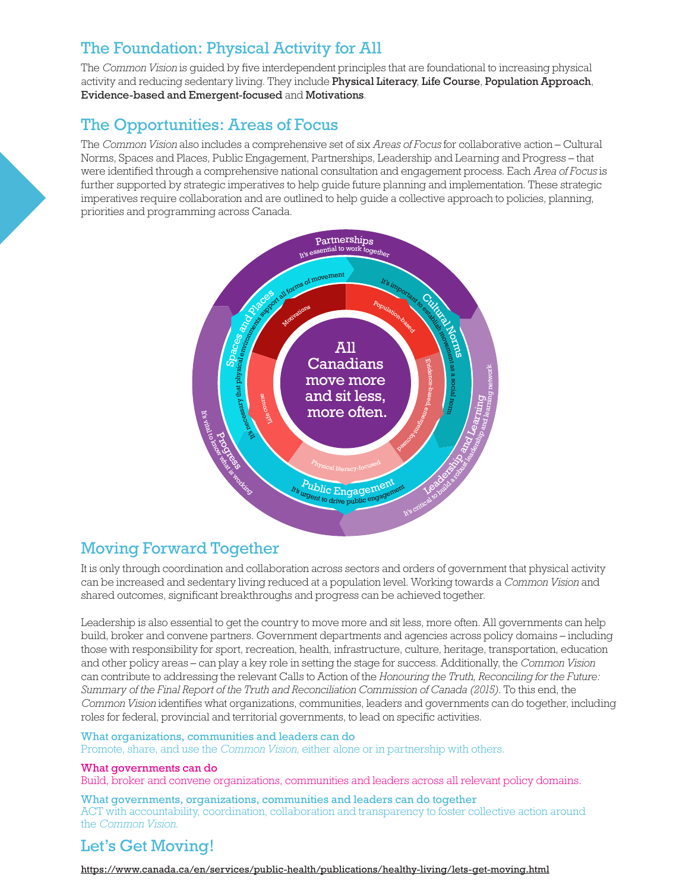## The Foundation: Physical Activity for All

The *Common Vision* is guided by five interdependent principles that are foundational to increasing physical activity and reducing sedentary living. They include **Physical Literacy**, **Life Course**, **Population Approach**, **Evidence-based and Emergent-focused** and **Motivations**.

## The Opportunities: Areas of Focus

The *Common Vision* also includes a comprehensive set of six *Areas of Focus* for collaborative action – Cultural Norms, Spaces and Places, Public Engagement, Partnerships, Leadership and Learning and Progress – that were identified through a comprehensive national consultation and engagement process. Each *Area of Focus* is further supported by strategic imperatives to help guide future planning and implementation. These strategic imperatives require collaboration and are outlined to help guide a collective approach to policies, planning, priorities and programming across Canada.

All Canadians move more and sit less, more often.

Motivations

Population-based

Evidence-based, emergent-focused

Physical literacy-focused

Life course

Partnerships
It's essential to work together

Cultural Norms
It's important to establish movement as a social norm

Spaces and Places
It's necessary that physical environments support all forms of movement

Public Engagement
It's urgent to drive public engagement

Leadership and Learning
It's critical to build a robust leadership and learning network

Progress
It's vital to know what is working

## Moving Forward Together

It is only through coordination and collaboration across sectors and orders of government that physical activity can be increased and sedentary living reduced at a population level. Working towards a *Common Vision* and shared outcomes, significant breakthroughs and progress can be achieved together.

Leadership is also essential to get the country to move more and sit less, more often. All governments can help build, broker and convene partners. Government departments and agencies across policy domains – including those with responsibility for sport, recreation, health, infrastructure, culture, heritage, transportation, education and other policy areas – can play a key role in setting the stage for success. Additionally, the *Common Vision* can contribute to addressing the relevant Calls to Action of the *Honouring the Truth, Reconciling for the Future: Summary of the Final Report of the Truth and Reconciliation Commission of Canada (2015)*. To this end, the *Common Vision* identifies what organizations, communities, leaders and governments can do together, including roles for federal, provincial and territorial governments, to lead on specific activities.

**What organizations, communities and leaders can do**
Promote, share, and use the *Common Vision*, either alone or in partnership with others.

**What governments can do**
Build, broker and convene organizations, communities and leaders across all relevant policy domains.

**What governments, organizations, communities and leaders can do together**
ACT with accountability, coordination, collaboration and transparency to foster collective action around the *Common Vision*.

## Let's Get Moving!

https://www.canada.ca/en/services/public-health/publications/healthy-living/lets-get-moving.html